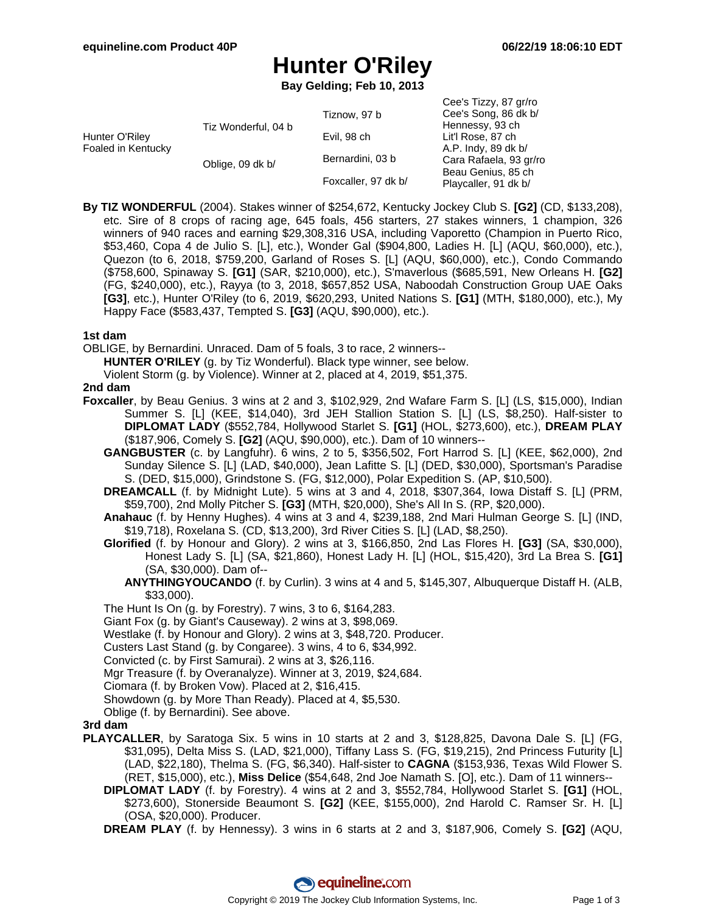# Hunter O'Riley

**Bay Gelding; Feb 10, 2013**

| | | | |
|---|---|---|---|
| Hunter O'Riley Foaled in Kentucky | Tiz Wonderful, 04 b | Tiznow, 97 b | Cee's Tizzy, 87 gr/ro |
| | | | Cee's Song, 86 dk b/ |
| | | Evil, 98 ch | Hennessy, 93 ch |
| | | | Lit'l Rose, 87 ch |
| | Oblige, 09 dk b/ | Bernardini, 03 b | A.P. Indy, 89 dk b/ |
| | | | Cara Rafaela, 93 gr/ro |
| | | Foxcaller, 97 dk b/ | Beau Genius, 85 ch |
| | | | Playcaller, 91 dk b/ |

**By TIZ WONDERFUL** (2004). Stakes winner of $254,672, Kentucky Jockey Club S. **[G2]** (CD, $133,208), etc. Sire of 8 crops of racing age, 645 foals, 456 starters, 27 stakes winners, 1 champion, 326 winners of 940 races and earning $29,308,316 USA, including Vaporetto (Champion in Puerto Rico, $53,460, Copa 4 de Julio S. [L], etc.), Wonder Gal ($904,800, Ladies H. [L] (AQU, $60,000), etc.), Quezon (to 6, 2018, $759,200, Garland of Roses S. [L] (AQU, $60,000), etc.), Condo Commando ($758,600, Spinaway S. **[G1]** (SAR, $210,000), etc.), S'maverlous ($685,591, New Orleans H. **[G2]** (FG, $240,000), etc.), Rayya (to 3, 2018, $657,852 USA, Naboodah Construction Group UAE Oaks **[G3]**, etc.), Hunter O'Riley (to 6, 2019, $620,293, United Nations S. **[G1]** (MTH, $180,000), etc.), My Happy Face ($583,437, Tempted S. **[G3]** (AQU, $90,000), etc.).

### 1st dam

OBLIGE, by Bernardini. Unraced. Dam of 5 foals, 3 to race, 2 winners--

- **HUNTER O'RILEY** (g. by Tiz Wonderful). Black type winner, see below.
- Violent Storm (g. by Violence). Winner at 2, placed at 4, 2019, $51,375.

### 2nd dam

**Foxcaller**, by Beau Genius. 3 wins at 2 and 3, $102,929, 2nd Wafare Farm S. [L] (LS, $15,000), Indian Summer S. [L] (KEE, $14,040), 3rd JEH Stallion Station S. [L] (LS, $8,250). Half-sister to **DIPLOMAT LADY** ($552,784, Hollywood Starlet S. **[G1]** (HOL, $273,600), etc.), **DREAM PLAY** ($187,906, Comely S. **[G2]** (AQU, $90,000), etc.). Dam of 10 winners--

- **GANGBUSTER** (c. by Langfuhr). 6 wins, 2 to 5, $356,502, Fort Harrod S. [L] (KEE, $62,000), 2nd Sunday Silence S. [L] (LAD, $40,000), Jean Lafitte S. [L] (DED, $30,000), Sportsman's Paradise S. (DED, $15,000), Grindstone S. (FG, $12,000), Polar Expedition S. (AP, $10,500).
- **DREAMCALL** (f. by Midnight Lute). 5 wins at 3 and 4, 2018, $307,364, Iowa Distaff S. [L] (PRM, $59,700), 2nd Molly Pitcher S. **[G3]** (MTH, $20,000), She's All In S. (RP, $20,000).
- **Anahauc** (f. by Henny Hughes). 4 wins at 3 and 4, $239,188, 2nd Mari Hulman George S. [L] (IND, $19,718), Roxelana S. (CD, $13,200), 3rd River Cities S. [L] (LAD, $8,250).
- **Glorified** (f. by Honour and Glory). 2 wins at 3, $166,850, 2nd Las Flores H. **[G3]** (SA, $30,000), Honest Lady S. [L] (SA, $21,860), Honest Lady H. [L] (HOL, $15,420), 3rd La Brea S. **[G1]** (SA, $30,000). Dam of--
  - **ANYTHINGYOUCANDO** (f. by Curlin). 3 wins at 4 and 5, $145,307, Albuquerque Distaff H. (ALB, $33,000).
- The Hunt Is On (g. by Forestry). 7 wins, 3 to 6, $164,283.
- Giant Fox (g. by Giant's Causeway). 2 wins at 3, $98,069.
- Westlake (f. by Honour and Glory). 2 wins at 3, $48,720. Producer.
- Custers Last Stand (g. by Congaree). 3 wins, 4 to 6, $34,992.
- Convicted (c. by First Samurai). 2 wins at 3, $26,116.
- Mgr Treasure (f. by Overanalyze). Winner at 3, 2019, $24,684.
- Ciomara (f. by Broken Vow). Placed at 2, $16,415.
- Showdown (g. by More Than Ready). Placed at 4, $5,530.
- Oblige (f. by Bernardini). See above.

### 3rd dam

**PLAYCALLER**, by Saratoga Six. 5 wins in 10 starts at 2 and 3, $128,825, Davona Dale S. [L] (FG, $31,095), Delta Miss S. (LAD, $21,000), Tiffany Lass S. (FG, $19,215), 2nd Princess Futurity [L] (LAD, $22,180), Thelma S. (FG, $6,340). Half-sister to **CAGNA** ($153,936, Texas Wild Flower S. (RET, $15,000), etc.), **Miss Delice** ($54,648, 2nd Joe Namath S. [O], etc.). Dam of 11 winners--

- **DIPLOMAT LADY** (f. by Forestry). 4 wins at 2 and 3, $552,784, Hollywood Starlet S. **[G1]** (HOL, $273,600), Stonerside Beaumont S. **[G2]** (KEE, $155,000), 2nd Harold C. Ramser Sr. H. [L] (OSA, $20,000). Producer.
- **DREAM PLAY** (f. by Hennessy). 3 wins in 6 starts at 2 and 3, $187,906, Comely S. **[G2]** (AQU,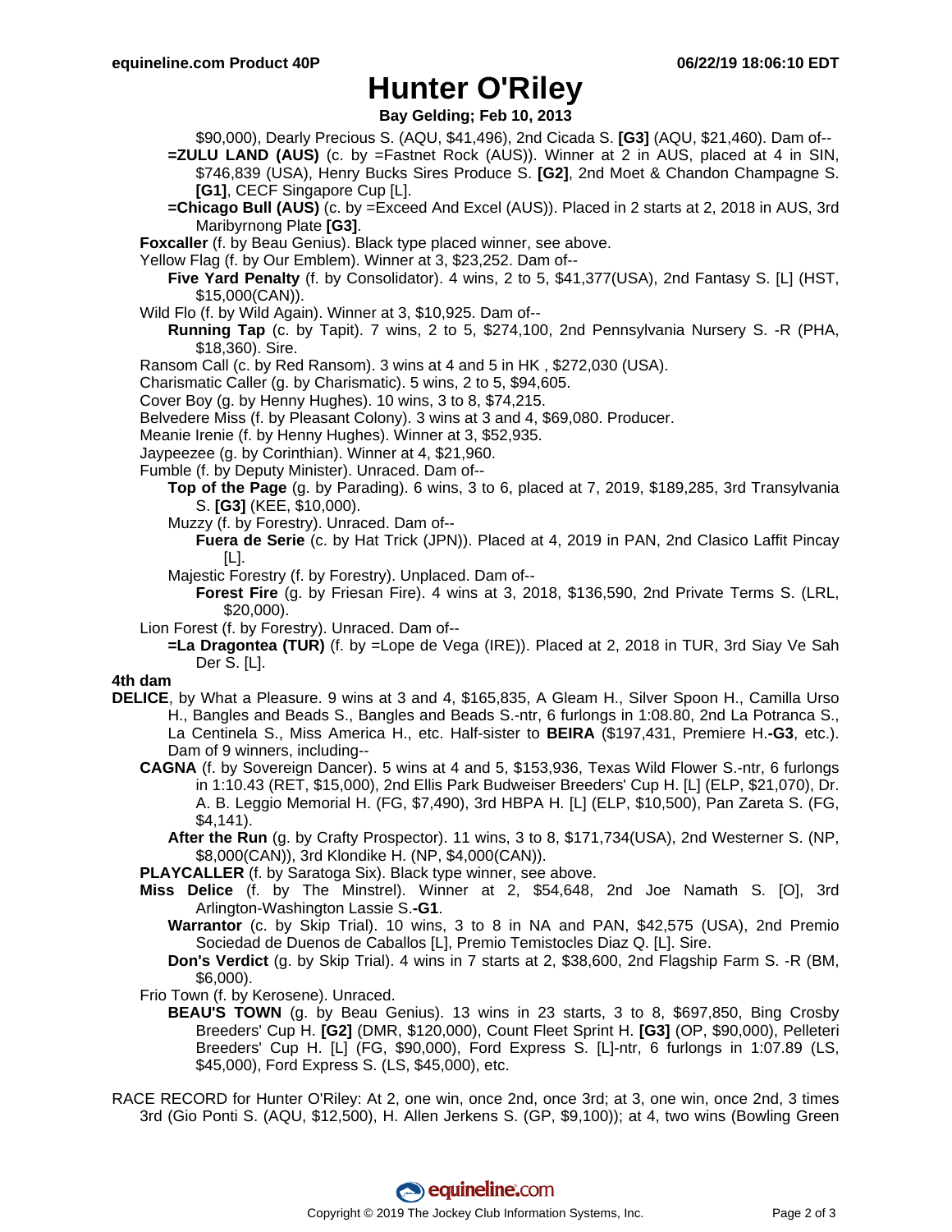# Hunter O'Riley

**Bay Gelding; Feb 10, 2013**

$90,000), Dearly Precious S. (AQU, $41,496), 2nd Cicada S. **[G3]** (AQU, $21,460). Dam of--

**=ZULU LAND (AUS)** (c. by =Fastnet Rock (AUS)). Winner at 2 in AUS, placed at 4 in SIN, $746,839 (USA), Henry Bucks Sires Produce S. **[G2]**, 2nd Moet & Chandon Champagne S. **[G1]**, CECF Singapore Cup [L].

**=Chicago Bull (AUS)** (c. by =Exceed And Excel (AUS)). Placed in 2 starts at 2, 2018 in AUS, 3rd Maribyrnong Plate **[G3]**.

**Foxcaller** (f. by Beau Genius). Black type placed winner, see above.

Yellow Flag (f. by Our Emblem). Winner at 3, $23,252. Dam of--

**Five Yard Penalty** (f. by Consolidator). 4 wins, 2 to 5, $41,377(USA), 2nd Fantasy S. [L] (HST, $15,000(CAN)).

Wild Flo (f. by Wild Again). Winner at 3, $10,925. Dam of--

**Running Tap** (c. by Tapit). 7 wins, 2 to 5, $274,100, 2nd Pennsylvania Nursery S. -R (PHA, $18,360). Sire.

Ransom Call (c. by Red Ransom). 3 wins at 4 and 5 in HK , $272,030 (USA).

Charismatic Caller (g. by Charismatic). 5 wins, 2 to 5, $94,605.

Cover Boy (g. by Henny Hughes). 10 wins, 3 to 8, $74,215.

Belvedere Miss (f. by Pleasant Colony). 3 wins at 3 and 4, $69,080. Producer.

Meanie Irenie (f. by Henny Hughes). Winner at 3, $52,935.

Jaypeezee (g. by Corinthian). Winner at 4, $21,960.

Fumble (f. by Deputy Minister). Unraced. Dam of--

**Top of the Page** (g. by Parading). 6 wins, 3 to 6, placed at 7, 2019, $189,285, 3rd Transylvania S. **[G3]** (KEE, $10,000).

Muzzy (f. by Forestry). Unraced. Dam of--

**Fuera de Serie** (c. by Hat Trick (JPN)). Placed at 4, 2019 in PAN, 2nd Clasico Laffit Pincay [L].

Majestic Forestry (f. by Forestry). Unplaced. Dam of--

**Forest Fire** (g. by Friesan Fire). 4 wins at 3, 2018, $136,590, 2nd Private Terms S. (LRL, $20,000).

Lion Forest (f. by Forestry). Unraced. Dam of--

**=La Dragontea (TUR)** (f. by =Lope de Vega (IRE)). Placed at 2, 2018 in TUR, 3rd Siay Ve Sah Der S. [L].

**4th dam**

**DELICE**, by What a Pleasure. 9 wins at 3 and 4, $165,835, A Gleam H., Silver Spoon H., Camilla Urso H., Bangles and Beads S., Bangles and Beads S.-ntr, 6 furlongs in 1:08.80, 2nd La Potranca S., La Centinela S., Miss America H., etc. Half-sister to **BEIRA** ($197,431, Premiere H.**-G3**, etc.). Dam of 9 winners, including--

**CAGNA** (f. by Sovereign Dancer). 5 wins at 4 and 5, $153,936, Texas Wild Flower S.-ntr, 6 furlongs in 1:10.43 (RET, $15,000), 2nd Ellis Park Budweiser Breeders' Cup H. [L] (ELP, $21,070), Dr. A. B. Leggio Memorial H. (FG, $7,490), 3rd HBPA H. [L] (ELP, $10,500), Pan Zareta S. (FG, $4,141).

**After the Run** (g. by Crafty Prospector). 11 wins, 3 to 8, $171,734(USA), 2nd Westerner S. (NP, $8,000(CAN)), 3rd Klondike H. (NP, $4,000(CAN)).

**PLAYCALLER** (f. by Saratoga Six). Black type winner, see above.

**Miss Delice** (f. by The Minstrel). Winner at 2, $54,648, 2nd Joe Namath S. [O], 3rd Arlington-Washington Lassie S.**-G1**.

**Warrantor** (c. by Skip Trial). 10 wins, 3 to 8 in NA and PAN, $42,575 (USA), 2nd Premio Sociedad de Duenos de Caballos [L], Premio Temistocles Diaz Q. [L]. Sire.

**Don's Verdict** (g. by Skip Trial). 4 wins in 7 starts at 2, $38,600, 2nd Flagship Farm S. -R (BM, $6,000).

Frio Town (f. by Kerosene). Unraced.

**BEAU'S TOWN** (g. by Beau Genius). 13 wins in 23 starts, 3 to 8, $697,850, Bing Crosby Breeders' Cup H. **[G2]** (DMR, $120,000), Count Fleet Sprint H. **[G3]** (OP, $90,000), Pelleteri Breeders' Cup H. [L] (FG, $90,000), Ford Express S. [L]-ntr, 6 furlongs in 1:07.89 (LS, $45,000), Ford Express S. (LS, $45,000), etc.

RACE RECORD for Hunter O'Riley: At 2, one win, once 2nd, once 3rd; at 3, one win, once 2nd, 3 times 3rd (Gio Ponti S. (AQU, $12,500), H. Allen Jerkens S. (GP, $9,100)); at 4, two wins (Bowling Green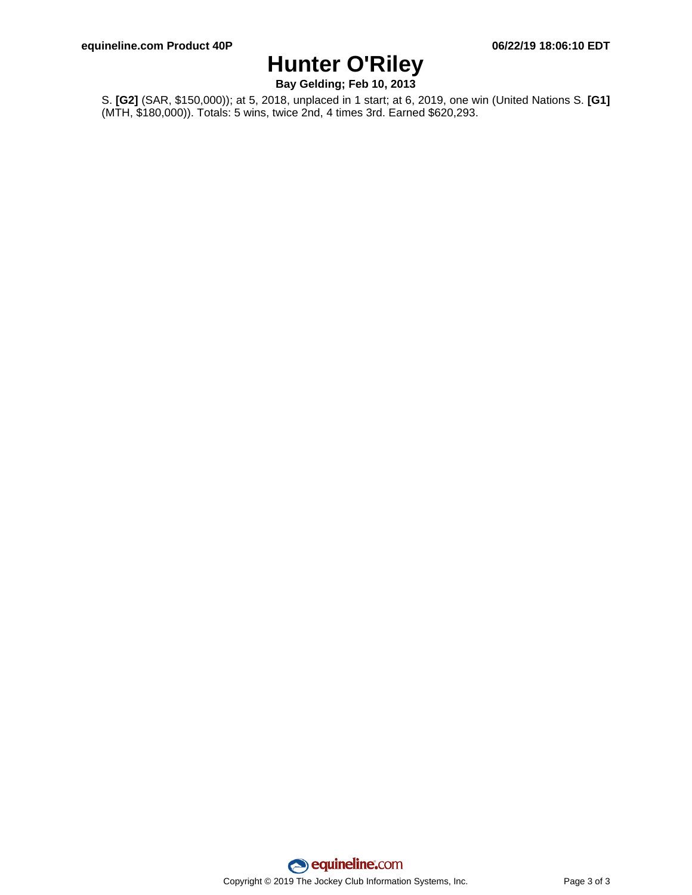# Hunter O'Riley

**Bay Gelding; Feb 10, 2013**

S. **[G2]** (SAR, $150,000)); at 5, 2018, unplaced in 1 start; at 6, 2019, one win (United Nations S. **[G1]** (MTH, $180,000)). Totals: 5 wins, twice 2nd, 4 times 3rd. Earned $620,293.